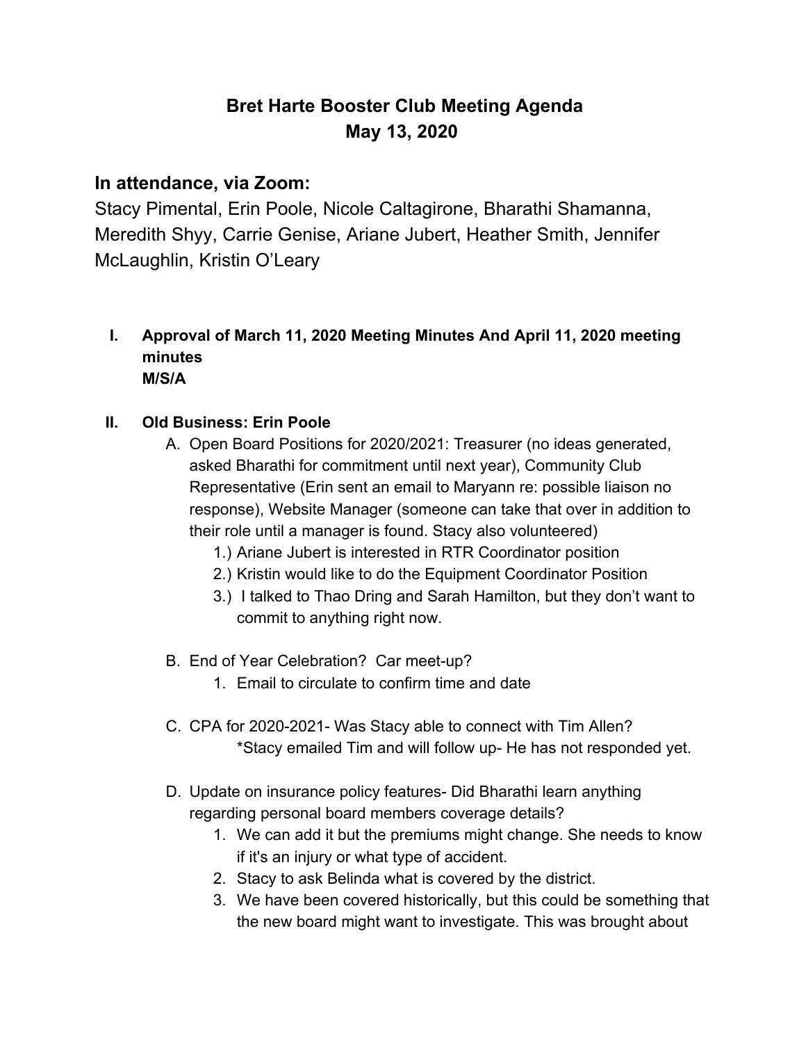# Bret Harte Booster Club Meeting Agenda
# May 13, 2020

## In attendance, via Zoom:

Stacy Pimental, Erin Poole, Nicole Caltagirone, Bharathi Shamanna, Meredith Shyy, Carrie Genise, Ariane Jubert, Heather Smith, Jennifer McLaughlin, Kristin O'Leary

I. **Approval of March 11, 2020 Meeting Minutes And April 11, 2020 meeting minutes**
   **M/S/A**

II. **Old Business: Erin Poole**

   A. Open Board Positions for 2020/2021: Treasurer (no ideas generated, asked Bharathi for commitment until next year), Community Club Representative (Erin sent an email to Maryann re: possible liaison no response), Website Manager (someone can take that over in addition to their role until a manager is found. Stacy also volunteered)
      1.) Ariane Jubert is interested in RTR Coordinator position
      2.) Kristin would like to do the Equipment Coordinator Position
      3.) I talked to Thao Dring and Sarah Hamilton, but they don't want to commit to anything right now.

   B. End of Year Celebration? Car meet-up?
      1. Email to circulate to confirm time and date

   C. CPA for 2020-2021- Was Stacy able to connect with Tim Allen?
      *Stacy emailed Tim and will follow up- He has not responded yet.

   D. Update on insurance policy features- Did Bharathi learn anything regarding personal board members coverage details?
      1. We can add it but the premiums might change. She needs to know if it's an injury or what type of accident.
      2. Stacy to ask Belinda what is covered by the district.
      3. We have been covered historically, but this could be something that the new board might want to investigate. This was brought about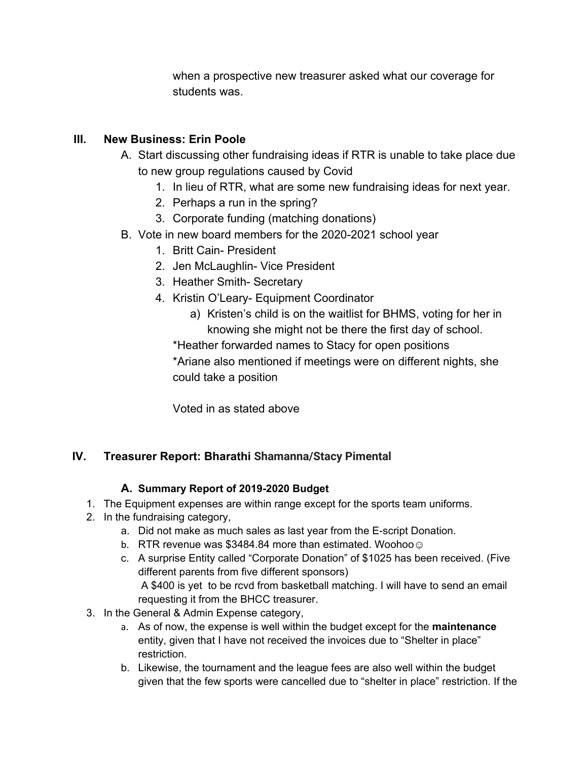when a prospective new treasurer asked what our coverage for students was.

### III. New Business: Erin Poole

A. Start discussing other fundraising ideas if RTR is unable to take place due to new group regulations caused by Covid

1. In lieu of RTR, what are some new fundraising ideas for next year.
2. Perhaps a run in the spring?
3. Corporate funding (matching donations)

B. Vote in new board members for the 2020-2021 school year

1. Britt Cain- President
2. Jen McLaughlin- Vice President
3. Heather Smith- Secretary
4. Kristin O'Leary- Equipment Coordinator
   a) Kristen's child is on the waitlist for BHMS, voting for her in knowing she might not be there the first day of school.

*Heather forwarded names to Stacy for open positions
*Ariane also mentioned if meetings were on different nights, she could take a position

Voted in as stated above

### IV. Treasurer Report: Bharathi Shamanna/Stacy Pimental

#### A. Summary Report of 2019-2020 Budget

1. The Equipment expenses are within range except for the sports team uniforms.
2. In the fundraising category,
   a. Did not make as much sales as last year from the E-script Donation.
   b. RTR revenue was $3484.84 more than estimated. Woohoo☺
   c. A surprise Entity called "Corporate Donation" of $1025 has been received. (Five different parents from five different sponsors)
   A $400 is yet to be rcvd from basketball matching. I will have to send an email requesting it from the BHCC treasurer.
3. In the General & Admin Expense category,
   a. As of now, the expense is well within the budget except for the **maintenance** entity, given that I have not received the invoices due to "Shelter in place" restriction.
   b. Likewise, the tournament and the league fees are also well within the budget given that the few sports were cancelled due to "shelter in place" restriction. If the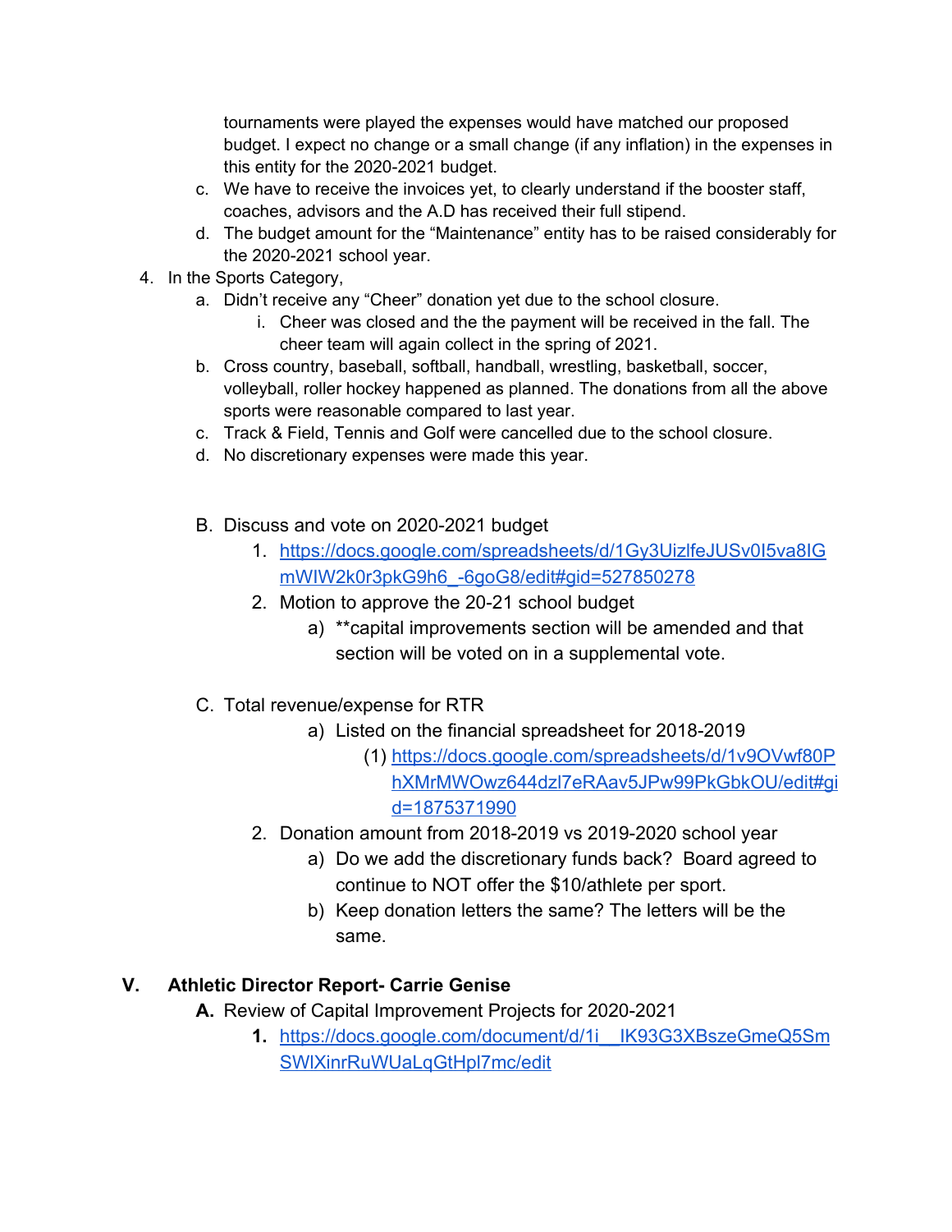tournaments were played the expenses would have matched our proposed budget. I expect no change or a small change (if any inflation) in the expenses in this entity for the 2020-2021 budget.

   c. We have to receive the invoices yet, to clearly understand if the booster staff, coaches, advisors and the A.D has received their full stipend.
   d. The budget amount for the "Maintenance" entity has to be raised considerably for the 2020-2021 school year.

4. In the Sports Category,
   a. Didn't receive any "Cheer" donation yet due to the school closure.
      i. Cheer was closed and the the payment will be received in the fall. The cheer team will again collect in the spring of 2021.
   b. Cross country, baseball, softball, handball, wrestling, basketball, soccer, volleyball, roller hockey happened as planned. The donations from all the above sports were reasonable compared to last year.
   c. Track & Field, Tennis and Golf were cancelled due to the school closure.
   d. No discretionary expenses were made this year.

B. Discuss and vote on 2020-2021 budget
   1. https://docs.google.com/spreadsheets/d/1Gy3UizlfeJUSv0I5va8IGmWIW2k0r3pkG9h6_-6goG8/edit#gid=527850278
   2. Motion to approve the 20-21 school budget
      a) **capital improvements section will be amended and that section will be voted on in a supplemental vote.

C. Total revenue/expense for RTR
      a) Listed on the financial spreadsheet for 2018-2019
         (1) https://docs.google.com/spreadsheets/d/1v9OVwf80PhXMrMWOwz644dzl7eRAav5JPw99PkGbkOU/edit#gid=1875371990
   2. Donation amount from 2018-2019 vs 2019-2020 school year
      a) Do we add the discretionary funds back? Board agreed to continue to NOT offer the $10/athlete per sport.
      b) Keep donation letters the same? The letters will be the same.

## V. Athletic Director Report- Carrie Genise

**A.** Review of Capital Improvement Projects for 2020-2021

   **1.** https://docs.google.com/document/d/1i__IK93G3XBszeGmeQ5SmSWlXinrRuWUaLqGtHpl7mc/edit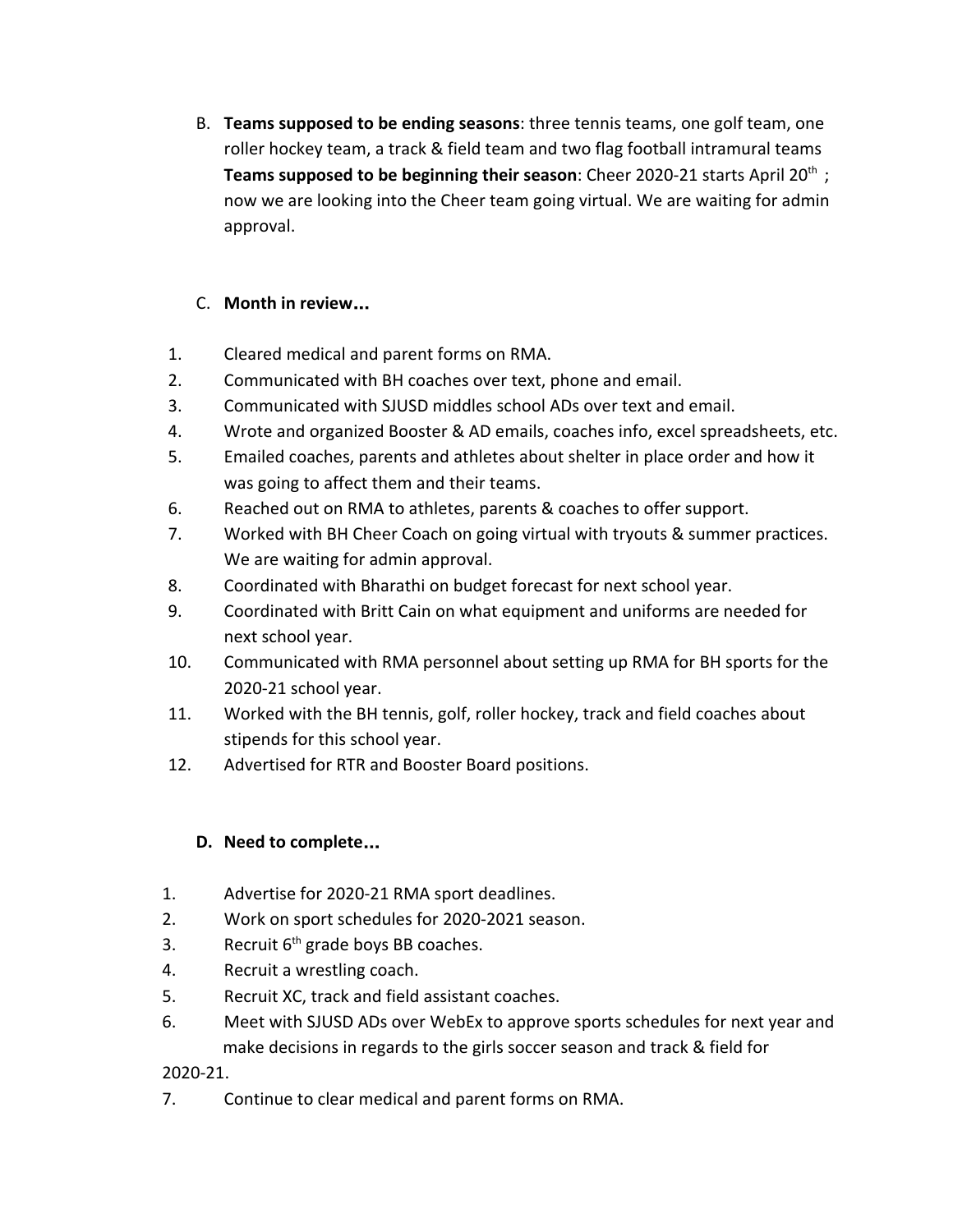B. **Teams supposed to be ending seasons**: three tennis teams, one golf team, one roller hockey team, a track & field team and two flag football intramural teams **Teams supposed to be beginning their season**: Cheer 2020-21 starts April 20th ; now we are looking into the Cheer team going virtual. We are waiting for admin approval.

C. **Month in review…**

1. Cleared medical and parent forms on RMA.
2. Communicated with BH coaches over text, phone and email.
3. Communicated with SJUSD middles school ADs over text and email.
4. Wrote and organized Booster & AD emails, coaches info, excel spreadsheets, etc.
5. Emailed coaches, parents and athletes about shelter in place order and how it was going to affect them and their teams.
6. Reached out on RMA to athletes, parents & coaches to offer support.
7. Worked with BH Cheer Coach on going virtual with tryouts & summer practices. We are waiting for admin approval.
8. Coordinated with Bharathi on budget forecast for next school year.
9. Coordinated with Britt Cain on what equipment and uniforms are needed for next school year.
10. Communicated with RMA personnel about setting up RMA for BH sports for the 2020-21 school year.
11. Worked with the BH tennis, golf, roller hockey, track and field coaches about stipends for this school year.
12. Advertised for RTR and Booster Board positions.

**D. Need to complete…**

1. Advertise for 2020-21 RMA sport deadlines.
2. Work on sport schedules for 2020-2021 season.
3. Recruit 6th grade boys BB coaches.
4. Recruit a wrestling coach.
5. Recruit XC, track and field assistant coaches.
6. Meet with SJUSD ADs over WebEx to approve sports schedules for next year and make decisions in regards to the girls soccer season and track & field for 2020-21.
7. Continue to clear medical and parent forms on RMA.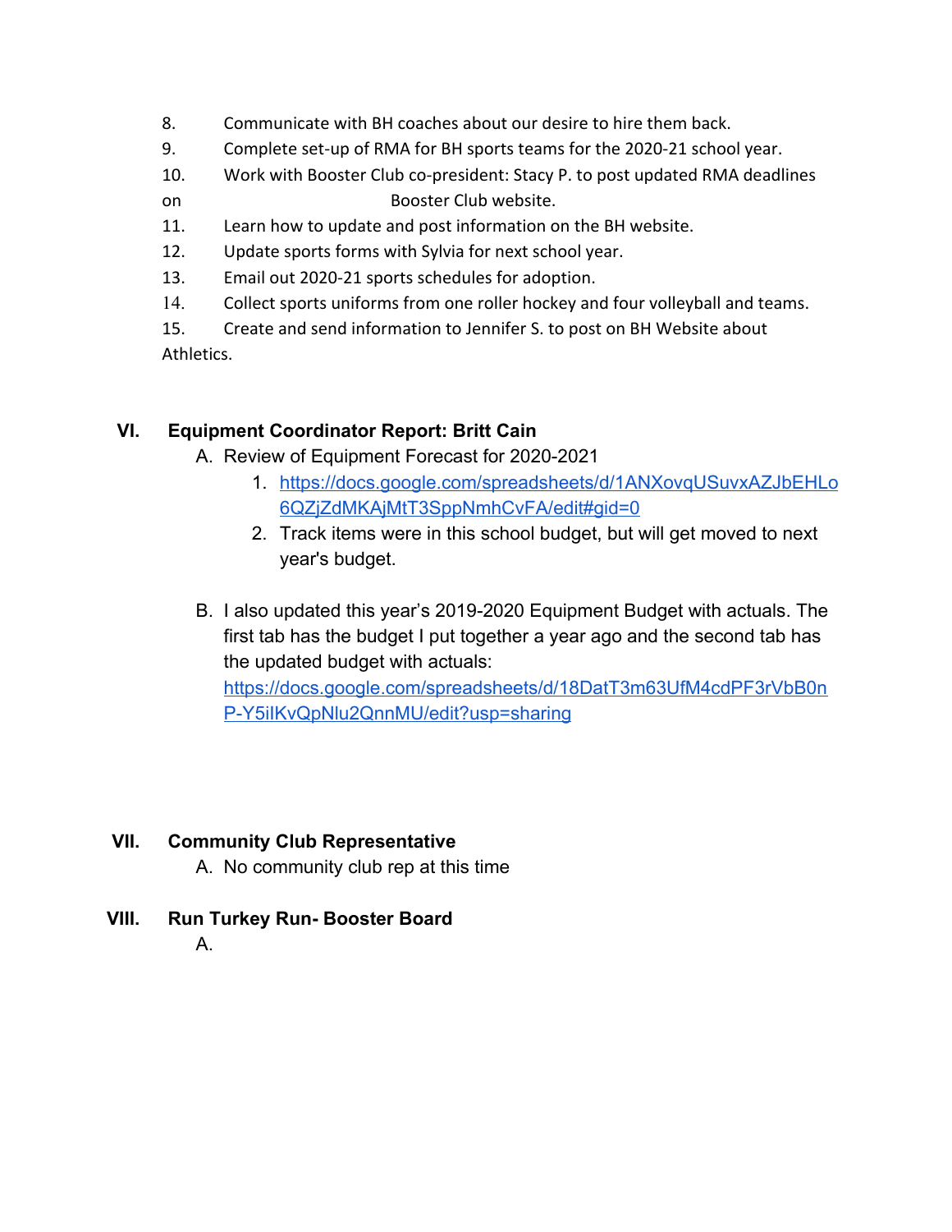8. Communicate with BH coaches about our desire to hire them back.
9. Complete set-up of RMA for BH sports teams for the 2020-21 school year.
10. Work with Booster Club co-president: Stacy P. to post updated RMA deadlines on Booster Club website.
11. Learn how to update and post information on the BH website.
12. Update sports forms with Sylvia for next school year.
13. Email out 2020-21 sports schedules for adoption.
14. Collect sports uniforms from one roller hockey and four volleyball and teams.
15. Create and send information to Jennifer S. to post on BH Website about Athletics.

## VI. Equipment Coordinator Report: Britt Cain

A. Review of Equipment Forecast for 2020-2021
   1. https://docs.google.com/spreadsheets/d/1ANXovqUSuvxAZJbEHLo6QZjZdMKAjMtT3SppNmhCvFA/edit#gid=0
   2. Track items were in this school budget, but will get moved to next year's budget.

B. I also updated this year's 2019-2020 Equipment Budget with actuals. The first tab has the budget I put together a year ago and the second tab has the updated budget with actuals: https://docs.google.com/spreadsheets/d/18DatT3m63UfM4cdPF3rVbB0nP-Y5iIKvQpNlu2QnnMU/edit?usp=sharing

## VII. Community Club Representative

A. No community club rep at this time

## VIII. Run Turkey Run- Booster Board

A.